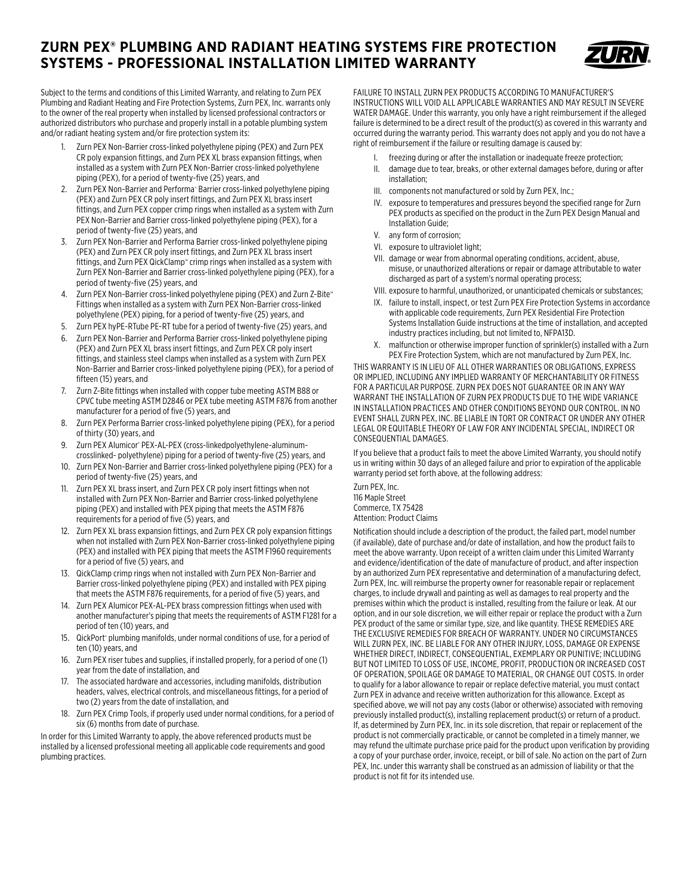# ZURN PEX® PLUMBING AND RADIANT HEATING SYSTEMS FIRE PROTECTION SYSTEMS - PROFESSIONAL INSTALLATION LIMITED WARRANTY

Subject to the terms and conditions of this Limited Warranty, and relating to Zurn PEX Plumbing and Radiant Heating and Fire Protection Systems, Zurn PEX, Inc. warrants only to the owner of the real property when installed by licensed professional contractors or authorized distributors who purchase and properly install in a potable plumbing system and/or radiant heating system and/or fire protection system its:

1. Zurn PEX Non-Barrier cross-linked polyethylene piping (PEX) and Zurn PEX CR poly expansion fittings, and Zurn PEX XL brass expansion fittings, when installed as a system with Zurn PEX Non-Barrier cross-linked polyethylene piping (PEX), for a period of twenty-five (25) years, and
2. Zurn PEX Non-Barrier and Performa® Barrier cross-linked polyethylene piping (PEX) and Zurn PEX CR poly insert fittings, and Zurn PEX XL brass insert fittings, and Zurn PEX copper crimp rings when installed as a system with Zurn PEX Non-Barrier and Barrier cross-linked polyethylene piping (PEX), for a period of twenty-five (25) years, and
3. Zurn PEX Non-Barrier and Performa Barrier cross-linked polyethylene piping (PEX) and Zurn PEX CR poly insert fittings, and Zurn PEX XL brass insert fittings, and Zurn PEX QickClamp™ crimp rings when installed as a system with Zurn PEX Non-Barrier and Barrier cross-linked polyethylene piping (PEX), for a period of twenty-five (25) years, and
4. Zurn PEX Non-Barrier cross-linked polyethylene piping (PEX) and Zurn Z-Bite™ Fittings when installed as a system with Zurn PEX Non-Barrier cross-linked polyethylene (PEX) piping, for a period of twenty-five (25) years, and
5. Zurn PEX hyPE-RTube PE-RT tube for a period of twenty-five (25) years, and
6. Zurn PEX Non-Barrier and Performa Barrier cross-linked polyethylene piping (PEX) and Zurn PEX XL brass insert fittings, and Zurn PEX CR poly insert fittings, and stainless steel clamps when installed as a system with Zurn PEX Non-Barrier and Barrier cross-linked polyethylene piping (PEX), for a period of fifteen (15) years, and
7. Zurn Z-Bite fittings when installed with copper tube meeting ASTM B88 or CPVC tube meeting ASTM D2846 or PEX tube meeting ASTM F876 from another manufacturer for a period of five (5) years, and
8. Zurn PEX Performa Barrier cross-linked polyethylene piping (PEX), for a period of thirty (30) years, and
9. Zurn PEX Alumicor® PEX-AL-PEX (cross-linkedpolyethylene-aluminum-crosslinked- polyethylene) piping for a period of twenty-five (25) years, and
10. Zurn PEX Non-Barrier and Barrier cross-linked polyethylene piping (PEX) for a period of twenty-five (25) years, and
11. Zurn PEX XL brass insert, and Zurn PEX CR poly insert fittings when not installed with Zurn PEX Non-Barrier and Barrier cross-linked polyethylene piping (PEX) and installed with PEX piping that meets the ASTM F876 requirements for a period of five (5) years, and
12. Zurn PEX XL brass expansion fittings, and Zurn PEX CR poly expansion fittings when not installed with Zurn PEX Non-Barrier cross-linked polyethylene piping (PEX) and installed with PEX piping that meets the ASTM F1960 requirements for a period of five (5) years, and
13. QickClamp crimp rings when not installed with Zurn PEX Non-Barrier and Barrier cross-linked polyethylene piping (PEX) and installed with PEX piping that meets the ASTM F876 requirements, for a period of five (5) years, and
14. Zurn PEX Alumicor PEX-AL-PEX brass compression fittings when used with another manufacturer's piping that meets the requirements of ASTM F1281 for a period of ten (10) years, and
15. QickPort® plumbing manifolds, under normal conditions of use, for a period of ten (10) years, and
16. Zurn PEX riser tubes and supplies, if installed properly, for a period of one (1) year from the date of installation, and
17. The associated hardware and accessories, including manifolds, distribution headers, valves, electrical controls, and miscellaneous fittings, for a period of two (2) years from the date of installation, and
18. Zurn PEX Crimp Tools, if properly used under normal conditions, for a period of six (6) months from date of purchase.

In order for this Limited Warranty to apply, the above referenced products must be installed by a licensed professional meeting all applicable code requirements and good plumbing practices.

FAILURE TO INSTALL ZURN PEX PRODUCTS ACCORDING TO MANUFACTURER'S INSTRUCTIONS WILL VOID ALL APPLICABLE WARRANTIES AND MAY RESULT IN SEVERE WATER DAMAGE. Under this warranty, you only have a right reimbursement if the alleged failure is determined to be a direct result of the product(s) as covered in this warranty and occurred during the warranty period. This warranty does not apply and you do not have a right of reimbursement if the failure or resulting damage is caused by:

I. freezing during or after the installation or inadequate freeze protection;
II. damage due to tear, breaks, or other external damages before, during or after installation;
III. components not manufactured or sold by Zurn PEX, Inc.;
IV. exposure to temperatures and pressures beyond the specified range for Zurn PEX products as specified on the product in the Zurn PEX Design Manual and Installation Guide;
V. any form of corrosion;
VI. exposure to ultraviolet light;
VII. damage or wear from abnormal operating conditions, accident, abuse, misuse, or unauthorized alterations or repair or damage attributable to water discharged as part of a system's normal operating process;
VIII. exposure to harmful, unauthorized, or unanticipated chemicals or substances;
IX. failure to install, inspect, or test Zurn PEX Fire Protection Systems in accordance with applicable code requirements, Zurn PEX Residential Fire Protection Systems Installation Guide instructions at the time of installation, and accepted industry practices including, but not limited to, NFPA13D.
X. malfunction or otherwise improper function of sprinkler(s) installed with a Zurn PEX Fire Protection System, which are not manufactured by Zurn PEX, Inc.

THIS WARRANTY IS IN LIEU OF ALL OTHER WARRANTIES OR OBLIGATIONS, EXPRESS OR IMPLIED, INCLUDING ANY IMPLIED WARRANTY OF MERCHANTABILITY OR FITNESS FOR A PARTICULAR PURPOSE. ZURN PEX DOES NOT GUARANTEE OR IN ANY WAY WARRANT THE INSTALLATION OF ZURN PEX PRODUCTS DUE TO THE WIDE VARIANCE IN INSTALLATION PRACTICES AND OTHER CONDITIONS BEYOND OUR CONTROL. IN NO EVENT SHALL ZURN PEX, INC. BE LIABLE IN TORT OR CONTRACT OR UNDER ANY OTHER LEGAL OR EQUITABLE THEORY OF LAW FOR ANY INCIDENTAL SPECIAL, INDIRECT OR CONSEQUENTIAL DAMAGES.

If you believe that a product fails to meet the above Limited Warranty, you should notify us in writing within 30 days of an alleged failure and prior to expiration of the applicable warranty period set forth above, at the following address:

Zurn PEX, Inc.
116 Maple Street
Commerce, TX 75428
Attention: Product Claims

Notification should include a description of the product, the failed part, model number (if available), date of purchase and/or date of installation, and how the product fails to meet the above warranty. Upon receipt of a written claim under this Limited Warranty and evidence/identification of the date of manufacture of product, and after inspection by an authorized Zurn PEX representative and determination of a manufacturing defect, Zurn PEX, Inc. will reimburse the property owner for reasonable repair or replacement charges, to include drywall and painting as well as damages to real property and the premises within which the product is installed, resulting from the failure or leak. At our option, and in our sole discretion, we will either repair or replace the product with a Zurn PEX product of the same or similar type, size, and like quantity. THESE REMEDIES ARE THE EXCLUSIVE REMEDIES FOR BREACH OF WARRANTY. UNDER NO CIRCUMSTANCES WILL ZURN PEX, INC. BE LIABLE FOR ANY OTHER INJURY, LOSS, DAMAGE OR EXPENSE WHETHER DIRECT, INDIRECT, CONSEQUENTIAL, EXEMPLARY OR PUNITIVE; INCLUDING BUT NOT LIMITED TO LOSS OF USE, INCOME, PROFIT, PRODUCTION OR INCREASED COST OF OPERATION, SPOILAGE OR DAMAGE TO MATERIAL, OR CHANGE OUT COSTS. In order to qualify for a labor allowance to repair or replace defective material, you must contact Zurn PEX in advance and receive written authorization for this allowance. Except as specified above, we will not pay any costs (labor or otherwise) associated with removing previously installed product(s), installing replacement product(s) or return of a product. If, as determined by Zurn PEX, Inc. in its sole discretion, that repair or replacement of the product is not commercially practicable, or cannot be completed in a timely manner, we may refund the ultimate purchase price paid for the product upon verification by providing a copy of your purchase order, invoice, receipt, or bill of sale. No action on the part of Zurn PEX, Inc. under this warranty shall be construed as an admission of liability or that the product is not fit for its intended use.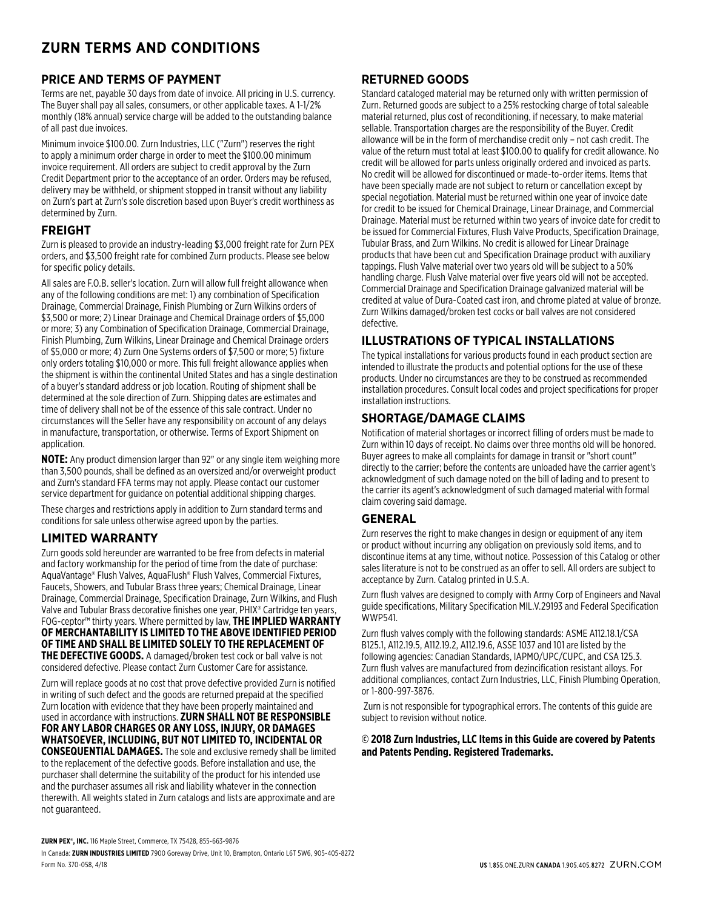# ZURN TERMS AND CONDITIONS

## PRICE AND TERMS OF PAYMENT

Terms are net, payable 30 days from date of invoice. All pricing in U.S. currency. The Buyer shall pay all sales, consumers, or other applicable taxes. A 1-1/2% monthly (18% annual) service charge will be added to the outstanding balance of all past due invoices.

Minimum invoice $100.00. Zurn Industries, LLC ("Zurn") reserves the right to apply a minimum order charge in order to meet the $100.00 minimum invoice requirement. All orders are subject to credit approval by the Zurn Credit Department prior to the acceptance of an order. Orders may be refused, delivery may be withheld, or shipment stopped in transit without any liability on Zurn's part at Zurn's sole discretion based upon Buyer's credit worthiness as determined by Zurn.

## FREIGHT

Zurn is pleased to provide an industry-leading $3,000 freight rate for Zurn PEX orders, and $3,500 freight rate for combined Zurn products. Please see below for specific policy details.

All sales are F.O.B. seller's location. Zurn will allow full freight allowance when any of the following conditions are met: 1) any combination of Specification Drainage, Commercial Drainage, Finish Plumbing or Zurn Wilkins orders of $3,500 or more; 2) Linear Drainage and Chemical Drainage orders of $5,000 or more; 3) any Combination of Specification Drainage, Commercial Drainage, Finish Plumbing, Zurn Wilkins, Linear Drainage and Chemical Drainage orders of $5,000 or more; 4) Zurn One Systems orders of $7,500 or more; 5) fixture only orders totaling $10,000 or more. This full freight allowance applies when the shipment is within the continental United States and has a single destination of a buyer's standard address or job location. Routing of shipment shall be determined at the sole direction of Zurn. Shipping dates are estimates and time of delivery shall not be of the essence of this sale contract. Under no circumstances will the Seller have any responsibility on account of any delays in manufacture, transportation, or otherwise. Terms of Export Shipment on application.

**NOTE:** Any product dimension larger than 92" or any single item weighing more than 3,500 pounds, shall be defined as an oversized and/or overweight product and Zurn's standard FFA terms may not apply. Please contact our customer service department for guidance on potential additional shipping charges.

These charges and restrictions apply in addition to Zurn standard terms and conditions for sale unless otherwise agreed upon by the parties.

## LIMITED WARRANTY

Zurn goods sold hereunder are warranted to be free from defects in material and factory workmanship for the period of time from the date of purchase: AquaVantage® Flush Valves, AquaFlush® Flush Valves, Commercial Fixtures, Faucets, Showers, and Tubular Brass three years; Chemical Drainage, Linear Drainage, Commercial Drainage, Specification Drainage, Zurn Wilkins, and Flush Valve and Tubular Brass decorative finishes one year, PHIX® Cartridge ten years, FOG-ceptor™ thirty years. Where permitted by law, **THE IMPLIED WARRANTY OF MERCHANTABILITY IS LIMITED TO THE ABOVE IDENTIFIED PERIOD OF TIME AND SHALL BE LIMITED SOLELY TO THE REPLACEMENT OF THE DEFECTIVE GOODS.** A damaged/broken test cock or ball valve is not considered defective. Please contact Zurn Customer Care for assistance.

Zurn will replace goods at no cost that prove defective provided Zurn is notified in writing of such defect and the goods are returned prepaid at the specified Zurn location with evidence that they have been properly maintained and used in accordance with instructions. **ZURN SHALL NOT BE RESPONSIBLE FOR ANY LABOR CHARGES OR ANY LOSS, INJURY, OR DAMAGES WHATSOEVER, INCLUDING, BUT NOT LIMITED TO, INCIDENTAL OR CONSEQUENTIAL DAMAGES.** The sole and exclusive remedy shall be limited to the replacement of the defective goods. Before installation and use, the purchaser shall determine the suitability of the product for his intended use and the purchaser assumes all risk and liability whatever in the connection therewith. All weights stated in Zurn catalogs and lists are approximate and are not guaranteed.

## RETURNED GOODS

Standard cataloged material may be returned only with written permission of Zurn. Returned goods are subject to a 25% restocking charge of total saleable material returned, plus cost of reconditioning, if necessary, to make material sellable. Transportation charges are the responsibility of the Buyer. Credit allowance will be in the form of merchandise credit only – not cash credit. The value of the return must total at least $100.00 to qualify for credit allowance. No credit will be allowed for parts unless originally ordered and invoiced as parts. No credit will be allowed for discontinued or made-to-order items. Items that have been specially made are not subject to return or cancellation except by special negotiation. Material must be returned within one year of invoice date for credit to be issued for Chemical Drainage, Linear Drainage, and Commercial Drainage. Material must be returned within two years of invoice date for credit to be issued for Commercial Fixtures, Flush Valve Products, Specification Drainage, Tubular Brass, and Zurn Wilkins. No credit is allowed for Linear Drainage products that have been cut and Specification Drainage product with auxiliary tappings. Flush Valve material over two years old will be subject to a 50% handling charge. Flush Valve material over five years old will not be accepted. Commercial Drainage and Specification Drainage galvanized material will be credited at value of Dura-Coated cast iron, and chrome plated at value of bronze. Zurn Wilkins damaged/broken test cocks or ball valves are not considered defective.

## ILLUSTRATIONS OF TYPICAL INSTALLATIONS

The typical installations for various products found in each product section are intended to illustrate the products and potential options for the use of these products. Under no circumstances are they to be construed as recommended installation procedures. Consult local codes and project specifications for proper installation instructions.

## SHORTAGE/DAMAGE CLAIMS

Notification of material shortages or incorrect filling of orders must be made to Zurn within 10 days of receipt. No claims over three months old will be honored. Buyer agrees to make all complaints for damage in transit or "short count" directly to the carrier; before the contents are unloaded have the carrier agent's acknowledgment of such damage noted on the bill of lading and to present to the carrier its agent's acknowledgment of such damaged material with formal claim covering said damage.

## GENERAL

Zurn reserves the right to make changes in design or equipment of any item or product without incurring any obligation on previously sold items, and to discontinue items at any time, without notice. Possession of this Catalog or other sales literature is not to be construed as an offer to sell. All orders are subject to acceptance by Zurn. Catalog printed in U.S.A.

Zurn flush valves are designed to comply with Army Corp of Engineers and Naval guide specifications, Military Specification MIL.V.29193 and Federal Specification WWP541.

Zurn flush valves comply with the following standards: ASME A112.18.1/CSA B125.1, A112.19.5, A112.19.2, A112.19.6, ASSE 1037 and 101 are listed by the following agencies: Canadian Standards, IAPMO/UPC/CUPC, and CSA 125.3. Zurn flush valves are manufactured from dezincification resistant alloys. For additional compliances, contact Zurn Industries, LLC, Finish Plumbing Operation, or 1-800-997-3876.

Zurn is not responsible for typographical errors. The contents of this guide are subject to revision without notice.

**© 2018 Zurn Industries, LLC Items in this Guide are covered by Patents and Patents Pending. Registered Trademarks.**

**ZURN PEX®, INC.** 116 Maple Street, Commerce, TX 75428, 855-663-9876

In Canada: **ZURN INDUSTRIES LIMITED** 7900 Goreway Drive, Unit 10, Brampton, Ontario L6T 5W6, 905-405-8272

Form No. 370-058, 4/18

US 1.855.ONE.ZURN CANADA 1.905.405.8272 ZURN.COM